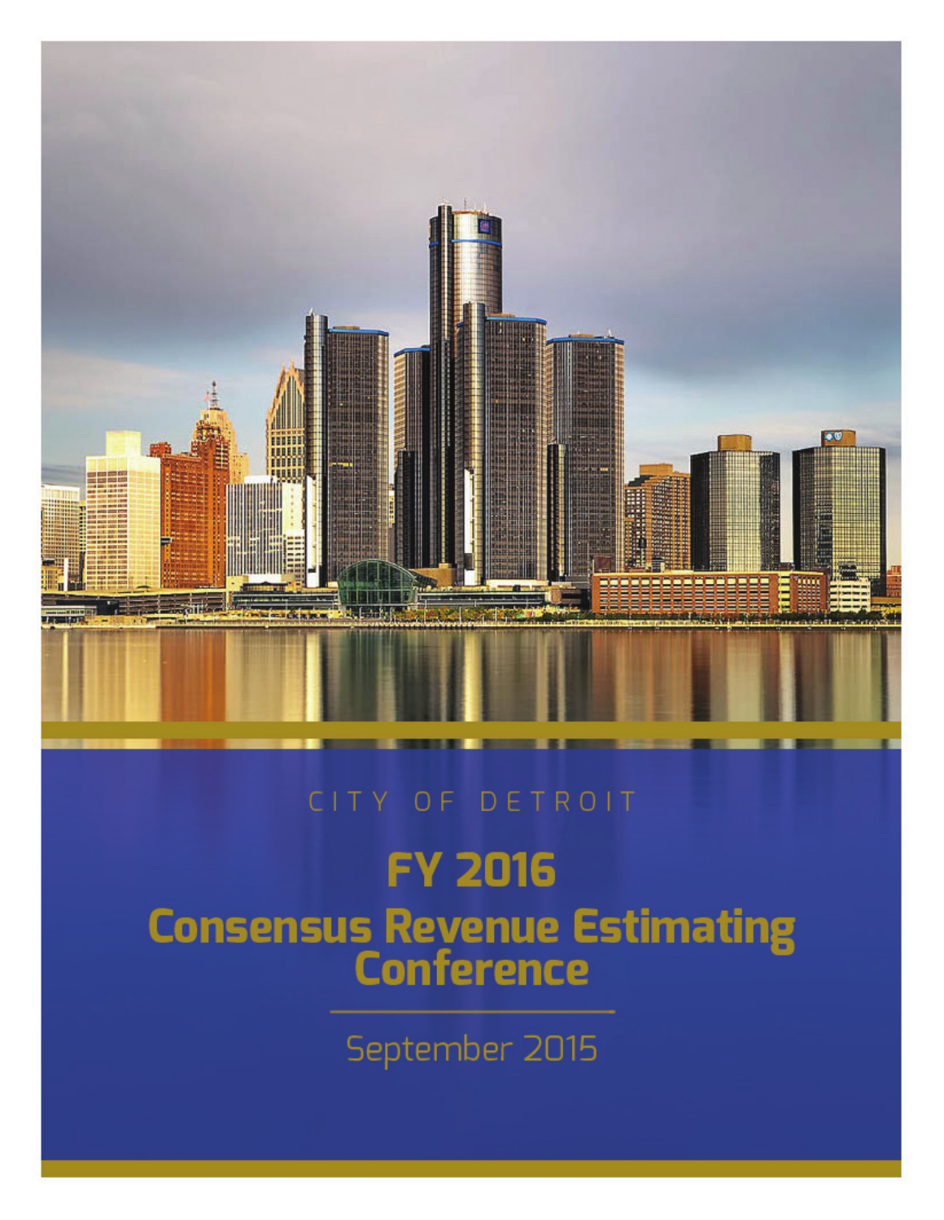CITY OF DETROIT

# FY 2016
# Consensus Revenue Estimating Conference

September 2015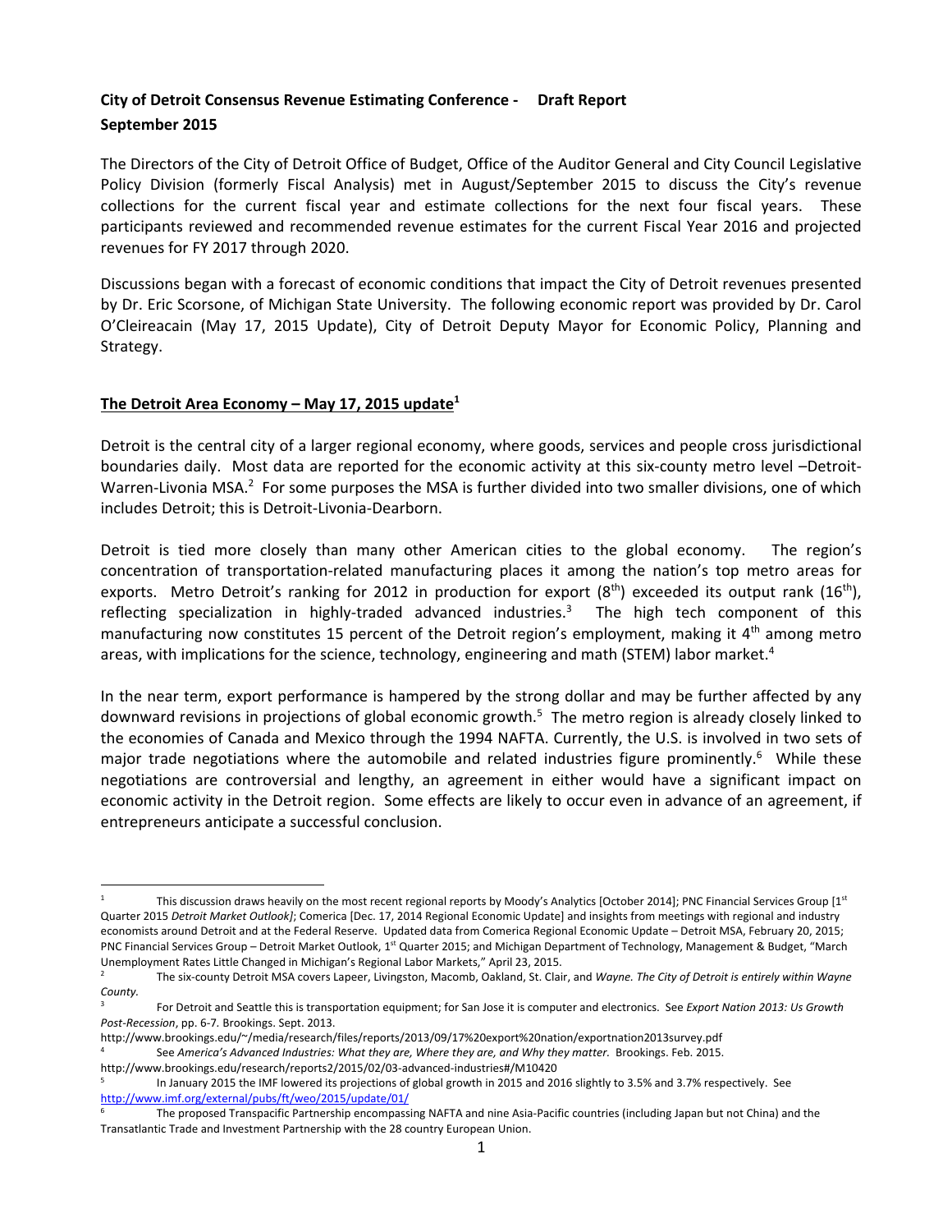**City of Detroit Consensus Revenue Estimating Conference - Draft Report**
**September 2015**

The Directors of the City of Detroit Office of Budget, Office of the Auditor General and City Council Legislative Policy Division (formerly Fiscal Analysis) met in August/September 2015 to discuss the City's revenue collections for the current fiscal year and estimate collections for the next four fiscal years. These participants reviewed and recommended revenue estimates for the current Fiscal Year 2016 and projected revenues for FY 2017 through 2020.

Discussions began with a forecast of economic conditions that impact the City of Detroit revenues presented by Dr. Eric Scorsone, of Michigan State University. The following economic report was provided by Dr. Carol O'Cleireacain (May 17, 2015 Update), City of Detroit Deputy Mayor for Economic Policy, Planning and Strategy.

## The Detroit Area Economy – May 17, 2015 update[1]

Detroit is the central city of a larger regional economy, where goods, services and people cross jurisdictional boundaries daily. Most data are reported for the economic activity at this six-county metro level –Detroit-Warren-Livonia MSA.[2] For some purposes the MSA is further divided into two smaller divisions, one of which includes Detroit; this is Detroit-Livonia-Dearborn.

Detroit is tied more closely than many other American cities to the global economy. The region's concentration of transportation-related manufacturing places it among the nation's top metro areas for exports. Metro Detroit's ranking for 2012 in production for export (8th) exceeded its output rank (16th), reflecting specialization in highly-traded advanced industries.[3] The high tech component of this manufacturing now constitutes 15 percent of the Detroit region's employment, making it 4th among metro areas, with implications for the science, technology, engineering and math (STEM) labor market.[4]

In the near term, export performance is hampered by the strong dollar and may be further affected by any downward revisions in projections of global economic growth.[5] The metro region is already closely linked to the economies of Canada and Mexico through the 1994 NAFTA. Currently, the U.S. is involved in two sets of major trade negotiations where the automobile and related industries figure prominently.[6] While these negotiations are controversial and lengthy, an agreement in either would have a significant impact on economic activity in the Detroit region. Some effects are likely to occur even in advance of an agreement, if entrepreneurs anticipate a successful conclusion.

---

[1] This discussion draws heavily on the most recent regional reports by Moody's Analytics [October 2014]; PNC Financial Services Group [1st Quarter 2015 *Detroit Market Outlook]*; Comerica [Dec. 17, 2014 Regional Economic Update] and insights from meetings with regional and industry economists around Detroit and at the Federal Reserve. Updated data from Comerica Regional Economic Update – Detroit MSA, February 20, 2015; PNC Financial Services Group – Detroit Market Outlook, 1st Quarter 2015; and Michigan Department of Technology, Management & Budget, "March Unemployment Rates Little Changed in Michigan's Regional Labor Markets," April 23, 2015.

[2] The six-county Detroit MSA covers Lapeer, Livingston, Macomb, Oakland, St. Clair, and *Wayne. The City of Detroit is entirely within Wayne County.*

[3] For Detroit and Seattle this is transportation equipment; for San Jose it is computer and electronics. See *Export Nation 2013: Us Growth Post-Recession*, pp. 6-7. Brookings. Sept. 2013. http://www.brookings.edu/~/media/research/files/reports/2013/09/17%20export%20nation/exportnation2013survey.pdf

[4] See *America's Advanced Industries: What they are, Where they are, and Why they matter.* Brookings. Feb. 2015. http://www.brookings.edu/research/reports2/2015/02/03-advanced-industries#/M10420

[5] In January 2015 the IMF lowered its projections of global growth in 2015 and 2016 slightly to 3.5% and 3.7% respectively. See http://www.imf.org/external/pubs/ft/weo/2015/update/01/

[6] The proposed Transpacific Partnership encompassing NAFTA and nine Asia-Pacific countries (including Japan but not China) and the Transatlantic Trade and Investment Partnership with the 28 country European Union.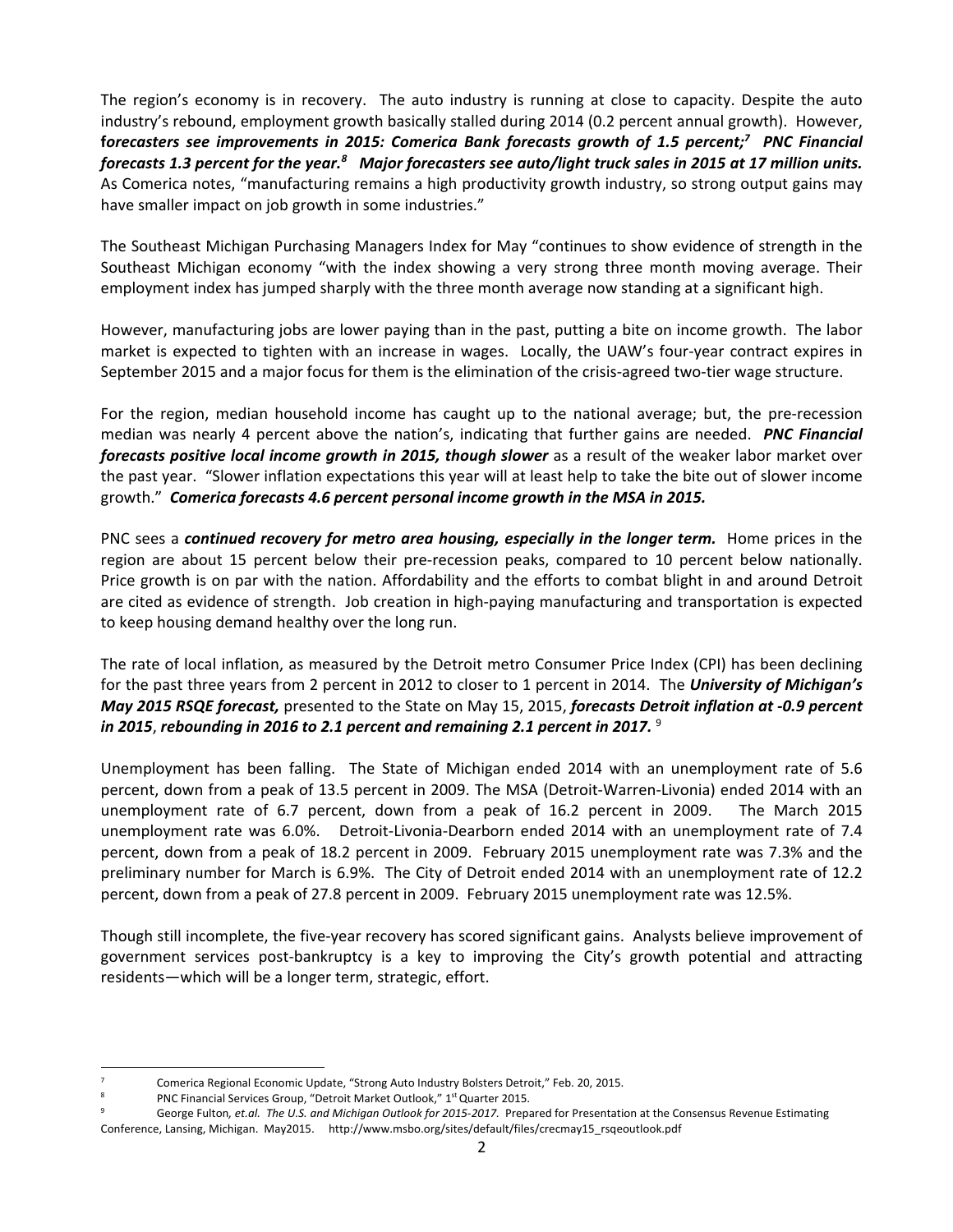The region's economy is in recovery. The auto industry is running at close to capacity. Despite the auto industry's rebound, employment growth basically stalled during 2014 (0.2 percent annual growth). However, ***forecasters see improvements in 2015: Comerica Bank forecasts growth of 1.5 percent;***[7] ***PNC Financial forecasts 1.3 percent for the year.***[8] ***Major forecasters see auto/light truck sales in 2015 at 17 million units.*** As Comerica notes, "manufacturing remains a high productivity growth industry, so strong output gains may have smaller impact on job growth in some industries."

The Southeast Michigan Purchasing Managers Index for May "continues to show evidence of strength in the Southeast Michigan economy "with the index showing a very strong three month moving average. Their employment index has jumped sharply with the three month average now standing at a significant high.

However, manufacturing jobs are lower paying than in the past, putting a bite on income growth. The labor market is expected to tighten with an increase in wages. Locally, the UAW's four-year contract expires in September 2015 and a major focus for them is the elimination of the crisis-agreed two-tier wage structure.

For the region, median household income has caught up to the national average; but, the pre-recession median was nearly 4 percent above the nation's, indicating that further gains are needed. ***PNC Financial forecasts positive local income growth in 2015, though slower*** as a result of the weaker labor market over the past year. "Slower inflation expectations this year will at least help to take the bite out of slower income growth." ***Comerica forecasts 4.6 percent personal income growth in the MSA in 2015.***

PNC sees a ***continued recovery for metro area housing, especially in the longer term.*** Home prices in the region are about 15 percent below their pre-recession peaks, compared to 10 percent below nationally. Price growth is on par with the nation. Affordability and the efforts to combat blight in and around Detroit are cited as evidence of strength. Job creation in high-paying manufacturing and transportation is expected to keep housing demand healthy over the long run.

The rate of local inflation, as measured by the Detroit metro Consumer Price Index (CPI) has been declining for the past three years from 2 percent in 2012 to closer to 1 percent in 2014. The ***University of Michigan's May 2015 RSQE forecast,*** presented to the State on May 15, 2015, ***forecasts Detroit inflation at -0.9 percent in 2015***, ***rebounding in 2016 to 2.1 percent and remaining 2.1 percent in 2017.*** [9]

Unemployment has been falling. The State of Michigan ended 2014 with an unemployment rate of 5.6 percent, down from a peak of 13.5 percent in 2009. The MSA (Detroit-Warren-Livonia) ended 2014 with an unemployment rate of 6.7 percent, down from a peak of 16.2 percent in 2009. The March 2015 unemployment rate was 6.0%. Detroit-Livonia-Dearborn ended 2014 with an unemployment rate of 7.4 percent, down from a peak of 18.2 percent in 2009. February 2015 unemployment rate was 7.3% and the preliminary number for March is 6.9%. The City of Detroit ended 2014 with an unemployment rate of 12.2 percent, down from a peak of 27.8 percent in 2009. February 2015 unemployment rate was 12.5%.

Though still incomplete, the five-year recovery has scored significant gains. Analysts believe improvement of government services post-bankruptcy is a key to improving the City's growth potential and attracting residents—which will be a longer term, strategic, effort.

---

[7] Comerica Regional Economic Update, "Strong Auto Industry Bolsters Detroit," Feb. 20, 2015.

[8] PNC Financial Services Group, "Detroit Market Outlook," 1st Quarter 2015.

[9] George Fulton*, et.al. The U.S. and Michigan Outlook for 2015-2017.* Prepared for Presentation at the Consensus Revenue Estimating Conference, Lansing, Michigan. May2015. http://www.msbo.org/sites/default/files/crecmay15_rsqeoutlook.pdf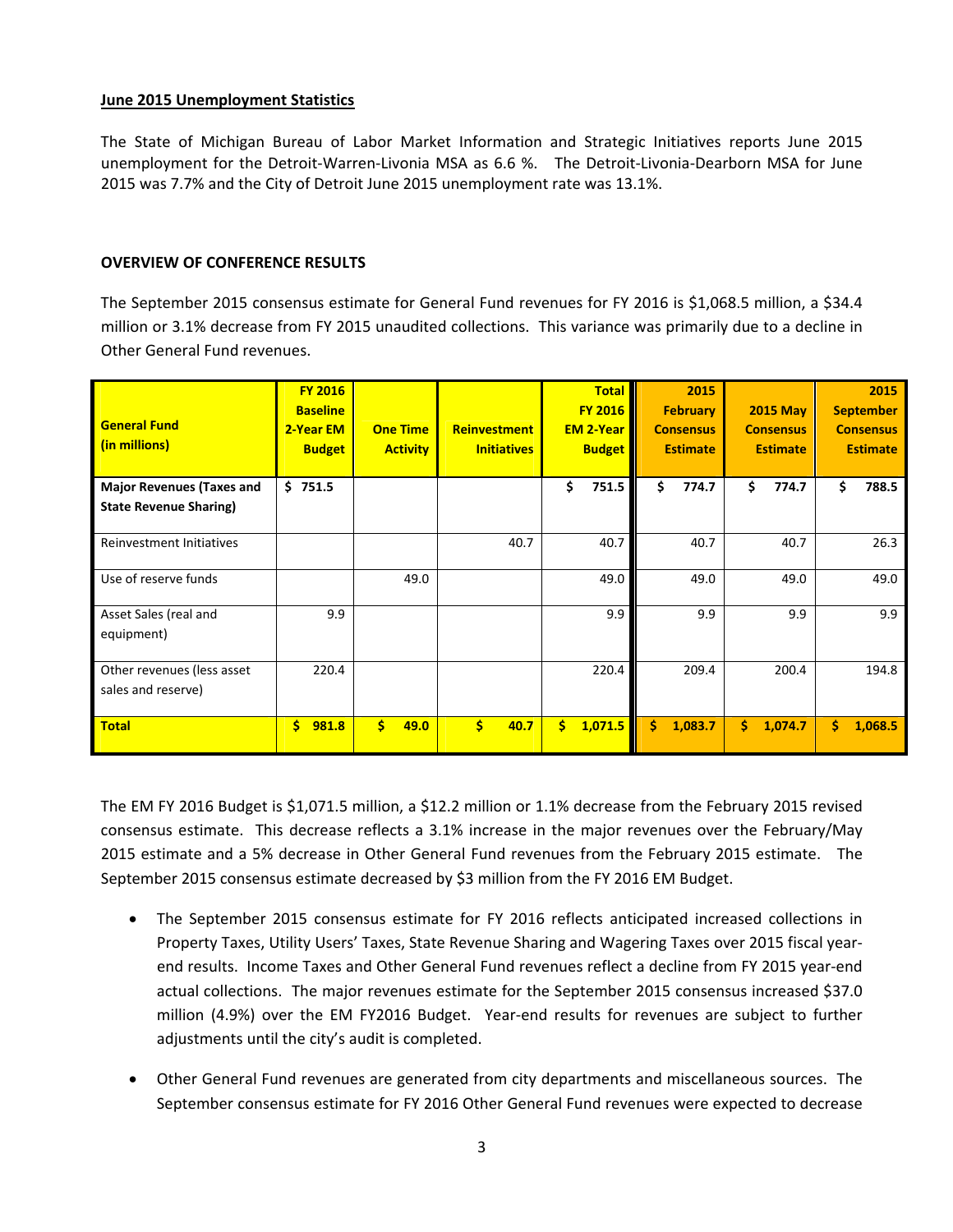**June 2015 Unemployment Statistics**

The State of Michigan Bureau of Labor Market Information and Strategic Initiatives reports June 2015 unemployment for the Detroit-Warren-Livonia MSA as 6.6 %. The Detroit-Livonia-Dearborn MSA for June 2015 was 7.7% and the City of Detroit June 2015 unemployment rate was 13.1%.

**OVERVIEW OF CONFERENCE RESULTS**

The September 2015 consensus estimate for General Fund revenues for FY 2016 is $1,068.5 million, a $34.4 million or 3.1% decrease from FY 2015 unaudited collections. This variance was primarily due to a decline in Other General Fund revenues.

| General Fund (in millions) | FY 2016 Baseline 2-Year EM Budget | One Time Activity | Reinvestment Initiatives | Total FY 2016 EM 2-Year Budget | 2015 February Consensus Estimate | 2015 May Consensus Estimate | 2015 September Consensus Estimate |
|---|---|---|---|---|---|---|---|
| **Major Revenues (Taxes and State Revenue Sharing)** | $ 751.5 | | | $ 751.5 | $ 774.7 | $ 774.7 | $ 788.5 |
| Reinvestment Initiatives | | | 40.7 | 40.7 | 40.7 | 40.7 | 26.3 |
| Use of reserve funds | | 49.0 | | 49.0 | 49.0 | 49.0 | 49.0 |
| Asset Sales (real and equipment) | 9.9 | | | 9.9 | 9.9 | 9.9 | 9.9 |
| Other revenues (less asset sales and reserve) | 220.4 | | | 220.4 | 209.4 | 200.4 | 194.8 |
| **Total** | **$ 981.8** | **$ 49.0** | **$ 40.7** | **$ 1,071.5** | **$ 1,083.7** | **$ 1,074.7** | **$ 1,068.5** |

The EM FY 2016 Budget is $1,071.5 million, a $12.2 million or 1.1% decrease from the February 2015 revised consensus estimate. This decrease reflects a 3.1% increase in the major revenues over the February/May 2015 estimate and a 5% decrease in Other General Fund revenues from the February 2015 estimate. The September 2015 consensus estimate decreased by $3 million from the FY 2016 EM Budget.

- The September 2015 consensus estimate for FY 2016 reflects anticipated increased collections in Property Taxes, Utility Users' Taxes, State Revenue Sharing and Wagering Taxes over 2015 fiscal year-end results. Income Taxes and Other General Fund revenues reflect a decline from FY 2015 year-end actual collections. The major revenues estimate for the September 2015 consensus increased $37.0 million (4.9%) over the EM FY2016 Budget. Year-end results for revenues are subject to further adjustments until the city's audit is completed.

- Other General Fund revenues are generated from city departments and miscellaneous sources. The September consensus estimate for FY 2016 Other General Fund revenues were expected to decrease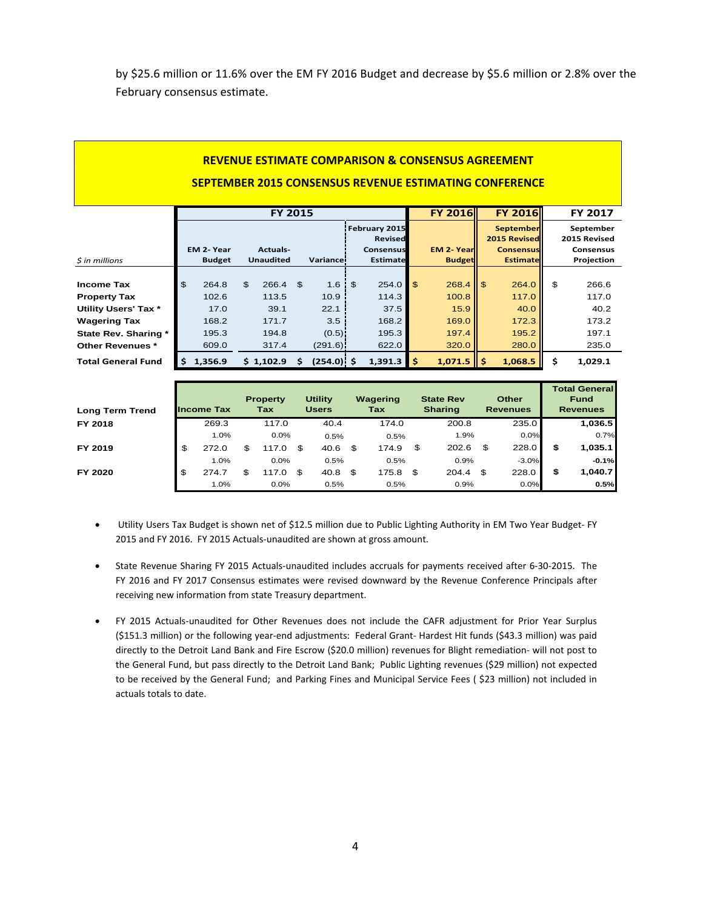by $25.6 million or 11.6% over the EM FY 2016 Budget and decrease by $5.6 million or 2.8% over the February consensus estimate.

**REVENUE ESTIMATE COMPARISON & CONSENSUS AGREEMENT**

**SEPTEMBER 2015 CONSENSUS REVENUE ESTIMATING CONFERENCE**

| *$ in millions* | FY 2015 | | | | FY 2016 | FY 2016 | FY 2017 |
|---|---|---|---|---|---|---|---|
| | EM 2- Year Budget | Actuals-Unaudited | Variance | February 2015 Revised Consensus Estimate | EM 2- Year Budget | September 2015 Revised Consensus Estimate | September 2015 Revised Consensus Projection |
| **Income Tax** | $ 264.8 | $ 266.4 | $ 1.6 | $ 254.0 | $ 268.4 | $ 264.0 | $ 266.6 |
| **Property Tax** | 102.6 | 113.5 | 10.9 | 114.3 | 100.8 | 117.0 | 117.0 |
| **Utility Users' Tax *** | 17.0 | 39.1 | 22.1 | 37.5 | 15.9 | 40.0 | 40.2 |
| **Wagering Tax** | 168.2 | 171.7 | 3.5 | 168.2 | 169.0 | 172.3 | 173.2 |
| **State Rev. Sharing *** | 195.3 | 194.8 | (0.5) | 195.3 | 197.4 | 195.2 | 197.1 |
| **Other Revenues *** | 609.0 | 317.4 | (291.6) | 622.0 | 320.0 | 280.0 | 235.0 |
| **Total General Fund** | **$ 1,356.9** | **$ 1,102.9** | **$ (254.0)** | **$ 1,391.3** | **$ 1,071.5** | **$ 1,068.5** | **$ 1,029.1** |

| Long Term Trend | Income Tax | Property Tax | Utility Users | Wagering Tax | State Rev Sharing | Other Revenues | Total General Fund Revenues |
|---|---|---|---|---|---|---|---|
| **FY 2018** | 269.3 | 117.0 | 40.4 | 174.0 | 200.8 | 235.0 | **1,036.5** |
| | 1.0% | 0.0% | 0.5% | 0.5% | 1.9% | 0.0% | 0.7% |
| **FY 2019** | $ 272.0 | $ 117.0 | $ 40.6 | $ 174.9 | $ 202.6 | $ 228.0 | **$ 1,035.1** |
| | 1.0% | 0.0% | 0.5% | 0.5% | 0.9% | -3.0% | **-0.1%** |
| **FY 2020** | $ 274.7 | $ 117.0 | $ 40.8 | $ 175.8 | $ 204.4 | $ 228.0 | **$ 1,040.7** |
| | 1.0% | 0.0% | 0.5% | 0.5% | 0.9% | 0.0% | **0.5%** |

- Utility Users Tax Budget is shown net of $12.5 million due to Public Lighting Authority in EM Two Year Budget- FY 2015 and FY 2016. FY 2015 Actuals-unaudited are shown at gross amount.

- State Revenue Sharing FY 2015 Actuals-unaudited includes accruals for payments received after 6-30-2015. The FY 2016 and FY 2017 Consensus estimates were revised downward by the Revenue Conference Principals after receiving new information from state Treasury department.

- FY 2015 Actuals-unaudited for Other Revenues does not include the CAFR adjustment for Prior Year Surplus ($151.3 million) or the following year-end adjustments: Federal Grant- Hardest Hit funds ($43.3 million) was paid directly to the Detroit Land Bank and Fire Escrow ($20.0 million) revenues for Blight remediation- will not post to the General Fund, but pass directly to the Detroit Land Bank; Public Lighting revenues ($29 million) not expected to be received by the General Fund; and Parking Fines and Municipal Service Fees ( $23 million) not included in actuals totals to date.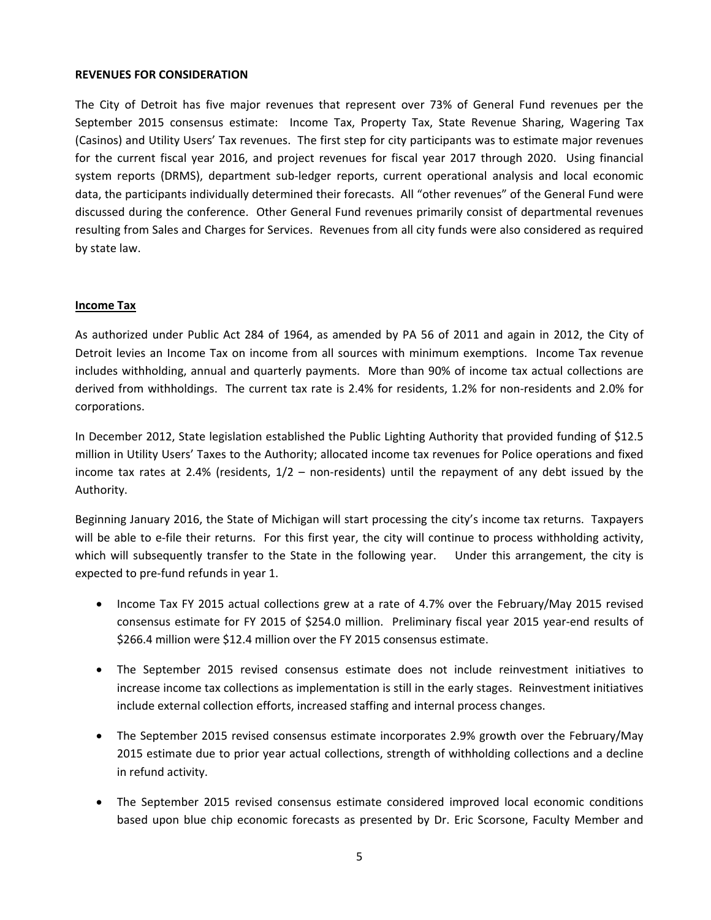**REVENUES FOR CONSIDERATION**

The City of Detroit has five major revenues that represent over 73% of General Fund revenues per the September 2015 consensus estimate: Income Tax, Property Tax, State Revenue Sharing, Wagering Tax (Casinos) and Utility Users' Tax revenues. The first step for city participants was to estimate major revenues for the current fiscal year 2016, and project revenues for fiscal year 2017 through 2020. Using financial system reports (DRMS), department sub-ledger reports, current operational analysis and local economic data, the participants individually determined their forecasts. All "other revenues" of the General Fund were discussed during the conference. Other General Fund revenues primarily consist of departmental revenues resulting from Sales and Charges for Services. Revenues from all city funds were also considered as required by state law.

**Income Tax**

As authorized under Public Act 284 of 1964, as amended by PA 56 of 2011 and again in 2012, the City of Detroit levies an Income Tax on income from all sources with minimum exemptions. Income Tax revenue includes withholding, annual and quarterly payments. More than 90% of income tax actual collections are derived from withholdings. The current tax rate is 2.4% for residents, 1.2% for non-residents and 2.0% for corporations.

In December 2012, State legislation established the Public Lighting Authority that provided funding of $12.5 million in Utility Users' Taxes to the Authority; allocated income tax revenues for Police operations and fixed income tax rates at 2.4% (residents, 1/2 – non-residents) until the repayment of any debt issued by the Authority.

Beginning January 2016, the State of Michigan will start processing the city's income tax returns. Taxpayers will be able to e-file their returns. For this first year, the city will continue to process withholding activity, which will subsequently transfer to the State in the following year. Under this arrangement, the city is expected to pre-fund refunds in year 1.

- Income Tax FY 2015 actual collections grew at a rate of 4.7% over the February/May 2015 revised consensus estimate for FY 2015 of $254.0 million. Preliminary fiscal year 2015 year-end results of $266.4 million were $12.4 million over the FY 2015 consensus estimate.
- The September 2015 revised consensus estimate does not include reinvestment initiatives to increase income tax collections as implementation is still in the early stages. Reinvestment initiatives include external collection efforts, increased staffing and internal process changes.
- The September 2015 revised consensus estimate incorporates 2.9% growth over the February/May 2015 estimate due to prior year actual collections, strength of withholding collections and a decline in refund activity.
- The September 2015 revised consensus estimate considered improved local economic conditions based upon blue chip economic forecasts as presented by Dr. Eric Scorsone, Faculty Member and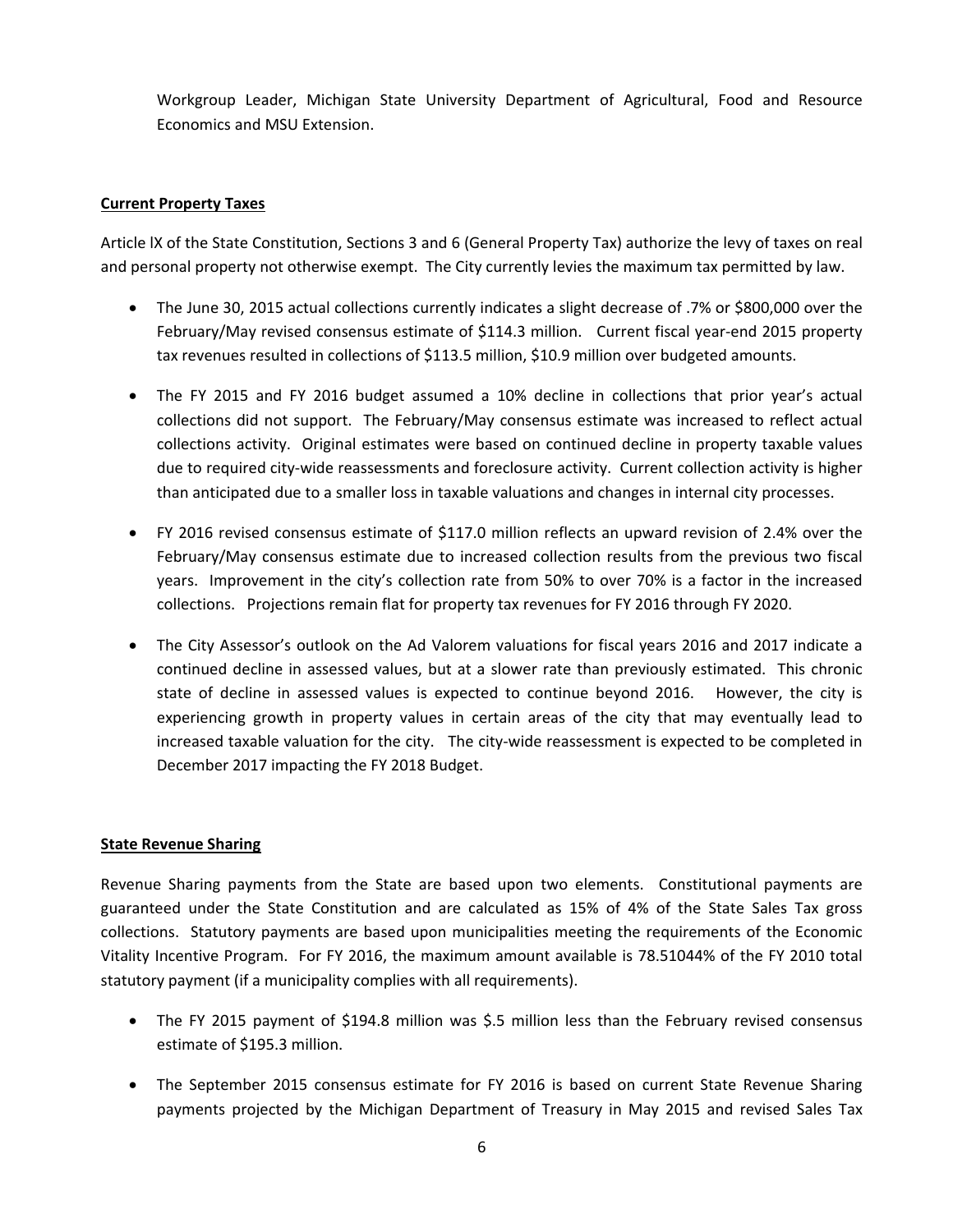Workgroup Leader, Michigan State University Department of Agricultural, Food and Resource Economics and MSU Extension.

**Current Property Taxes**

Article lX of the State Constitution, Sections 3 and 6 (General Property Tax) authorize the levy of taxes on real and personal property not otherwise exempt. The City currently levies the maximum tax permitted by law.

- The June 30, 2015 actual collections currently indicates a slight decrease of .7% or $800,000 over the February/May revised consensus estimate of $114.3 million. Current fiscal year-end 2015 property tax revenues resulted in collections of $113.5 million, $10.9 million over budgeted amounts.

- The FY 2015 and FY 2016 budget assumed a 10% decline in collections that prior year's actual collections did not support. The February/May consensus estimate was increased to reflect actual collections activity. Original estimates were based on continued decline in property taxable values due to required city-wide reassessments and foreclosure activity. Current collection activity is higher than anticipated due to a smaller loss in taxable valuations and changes in internal city processes.

- FY 2016 revised consensus estimate of $117.0 million reflects an upward revision of 2.4% over the February/May consensus estimate due to increased collection results from the previous two fiscal years. Improvement in the city's collection rate from 50% to over 70% is a factor in the increased collections. Projections remain flat for property tax revenues for FY 2016 through FY 2020.

- The City Assessor's outlook on the Ad Valorem valuations for fiscal years 2016 and 2017 indicate a continued decline in assessed values, but at a slower rate than previously estimated. This chronic state of decline in assessed values is expected to continue beyond 2016. However, the city is experiencing growth in property values in certain areas of the city that may eventually lead to increased taxable valuation for the city. The city-wide reassessment is expected to be completed in December 2017 impacting the FY 2018 Budget.

**State Revenue Sharing**

Revenue Sharing payments from the State are based upon two elements. Constitutional payments are guaranteed under the State Constitution and are calculated as 15% of 4% of the State Sales Tax gross collections. Statutory payments are based upon municipalities meeting the requirements of the Economic Vitality Incentive Program. For FY 2016, the maximum amount available is 78.51044% of the FY 2010 total statutory payment (if a municipality complies with all requirements).

- The FY 2015 payment of $194.8 million was $.5 million less than the February revised consensus estimate of $195.3 million.

- The September 2015 consensus estimate for FY 2016 is based on current State Revenue Sharing payments projected by the Michigan Department of Treasury in May 2015 and revised Sales Tax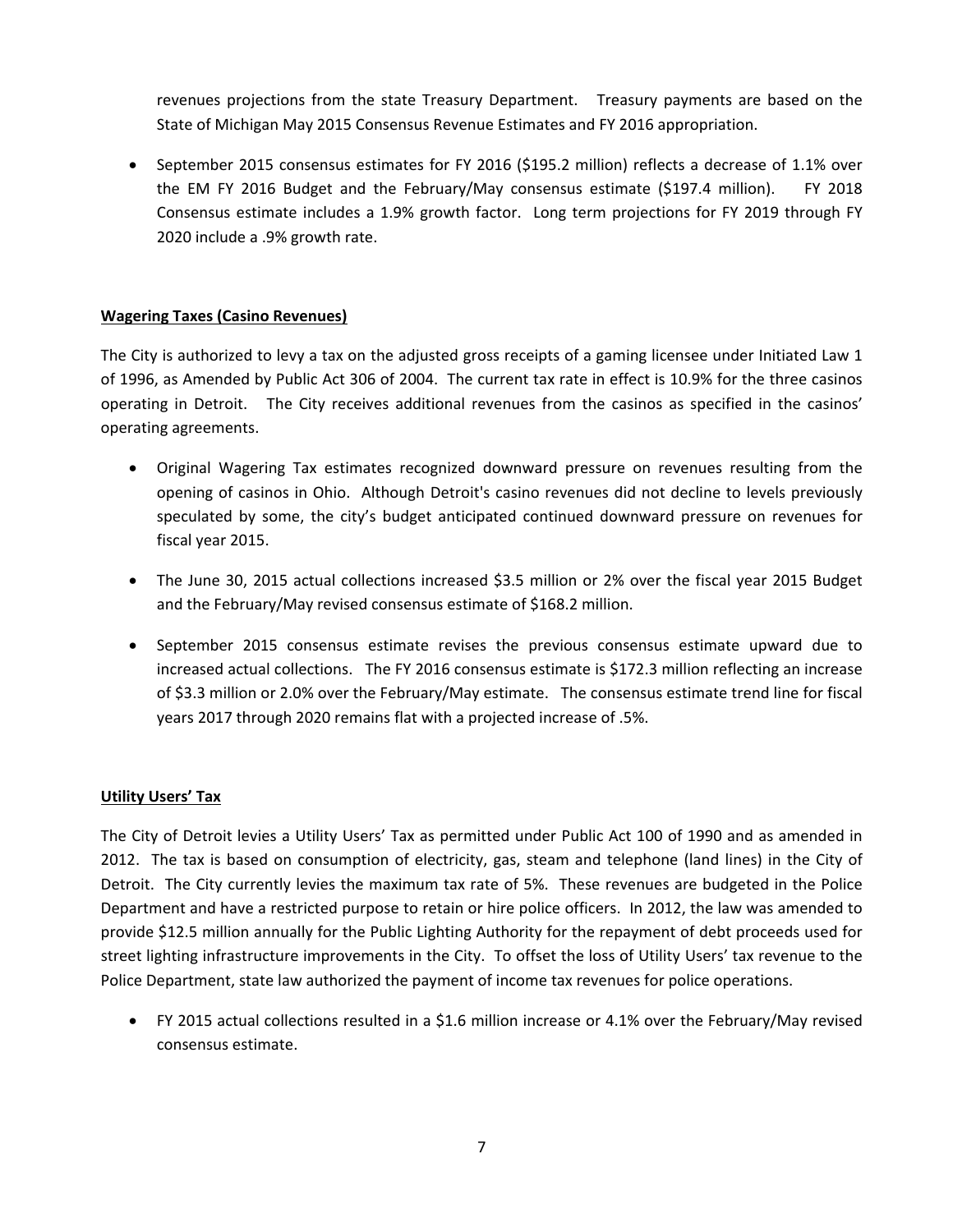revenues projections from the state Treasury Department. Treasury payments are based on the State of Michigan May 2015 Consensus Revenue Estimates and FY 2016 appropriation.

- September 2015 consensus estimates for FY 2016 ($195.2 million) reflects a decrease of 1.1% over the EM FY 2016 Budget and the February/May consensus estimate ($197.4 million). FY 2018 Consensus estimate includes a 1.9% growth factor. Long term projections for FY 2019 through FY 2020 include a .9% growth rate.

**Wagering Taxes (Casino Revenues)**

The City is authorized to levy a tax on the adjusted gross receipts of a gaming licensee under Initiated Law 1 of 1996, as Amended by Public Act 306 of 2004. The current tax rate in effect is 10.9% for the three casinos operating in Detroit. The City receives additional revenues from the casinos as specified in the casinos' operating agreements.

- Original Wagering Tax estimates recognized downward pressure on revenues resulting from the opening of casinos in Ohio. Although Detroit's casino revenues did not decline to levels previously speculated by some, the city's budget anticipated continued downward pressure on revenues for fiscal year 2015.
- The June 30, 2015 actual collections increased $3.5 million or 2% over the fiscal year 2015 Budget and the February/May revised consensus estimate of $168.2 million.
- September 2015 consensus estimate revises the previous consensus estimate upward due to increased actual collections. The FY 2016 consensus estimate is $172.3 million reflecting an increase of $3.3 million or 2.0% over the February/May estimate. The consensus estimate trend line for fiscal years 2017 through 2020 remains flat with a projected increase of .5%.

**Utility Users' Tax**

The City of Detroit levies a Utility Users' Tax as permitted under Public Act 100 of 1990 and as amended in 2012. The tax is based on consumption of electricity, gas, steam and telephone (land lines) in the City of Detroit. The City currently levies the maximum tax rate of 5%. These revenues are budgeted in the Police Department and have a restricted purpose to retain or hire police officers. In 2012, the law was amended to provide $12.5 million annually for the Public Lighting Authority for the repayment of debt proceeds used for street lighting infrastructure improvements in the City. To offset the loss of Utility Users' tax revenue to the Police Department, state law authorized the payment of income tax revenues for police operations.

- FY 2015 actual collections resulted in a $1.6 million increase or 4.1% over the February/May revised consensus estimate.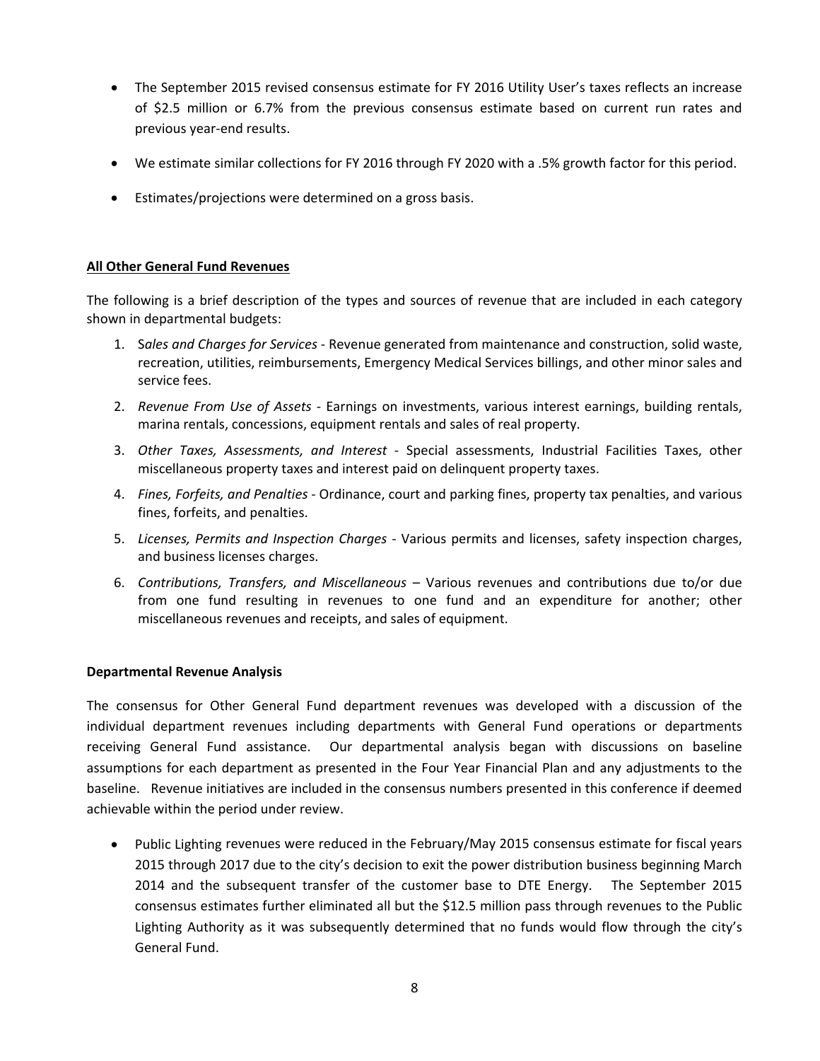- The September 2015 revised consensus estimate for FY 2016 Utility User's taxes reflects an increase of $2.5 million or 6.7% from the previous consensus estimate based on current run rates and previous year-end results.
- We estimate similar collections for FY 2016 through FY 2020 with a .5% growth factor for this period.
- Estimates/projections were determined on a gross basis.

**All Other General Fund Revenues**

The following is a brief description of the types and sources of revenue that are included in each category shown in departmental budgets:

1. *Sales and Charges for Services* - Revenue generated from maintenance and construction, solid waste, recreation, utilities, reimbursements, Emergency Medical Services billings, and other minor sales and service fees.
2. *Revenue From Use of Assets* - Earnings on investments, various interest earnings, building rentals, marina rentals, concessions, equipment rentals and sales of real property.
3. *Other Taxes, Assessments, and Interest* - Special assessments, Industrial Facilities Taxes, other miscellaneous property taxes and interest paid on delinquent property taxes.
4. *Fines, Forfeits, and Penalties* - Ordinance, court and parking fines, property tax penalties, and various fines, forfeits, and penalties.
5. *Licenses, Permits and Inspection Charges* - Various permits and licenses, safety inspection charges, and business licenses charges.
6. *Contributions, Transfers, and Miscellaneous* – Various revenues and contributions due to/or due from one fund resulting in revenues to one fund and an expenditure for another; other miscellaneous revenues and receipts, and sales of equipment.

**Departmental Revenue Analysis**

The consensus for Other General Fund department revenues was developed with a discussion of the individual department revenues including departments with General Fund operations or departments receiving General Fund assistance. Our departmental analysis began with discussions on baseline assumptions for each department as presented in the Four Year Financial Plan and any adjustments to the baseline. Revenue initiatives are included in the consensus numbers presented in this conference if deemed achievable within the period under review.

- Public Lighting revenues were reduced in the February/May 2015 consensus estimate for fiscal years 2015 through 2017 due to the city's decision to exit the power distribution business beginning March 2014 and the subsequent transfer of the customer base to DTE Energy. The September 2015 consensus estimates further eliminated all but the $12.5 million pass through revenues to the Public Lighting Authority as it was subsequently determined that no funds would flow through the city's General Fund.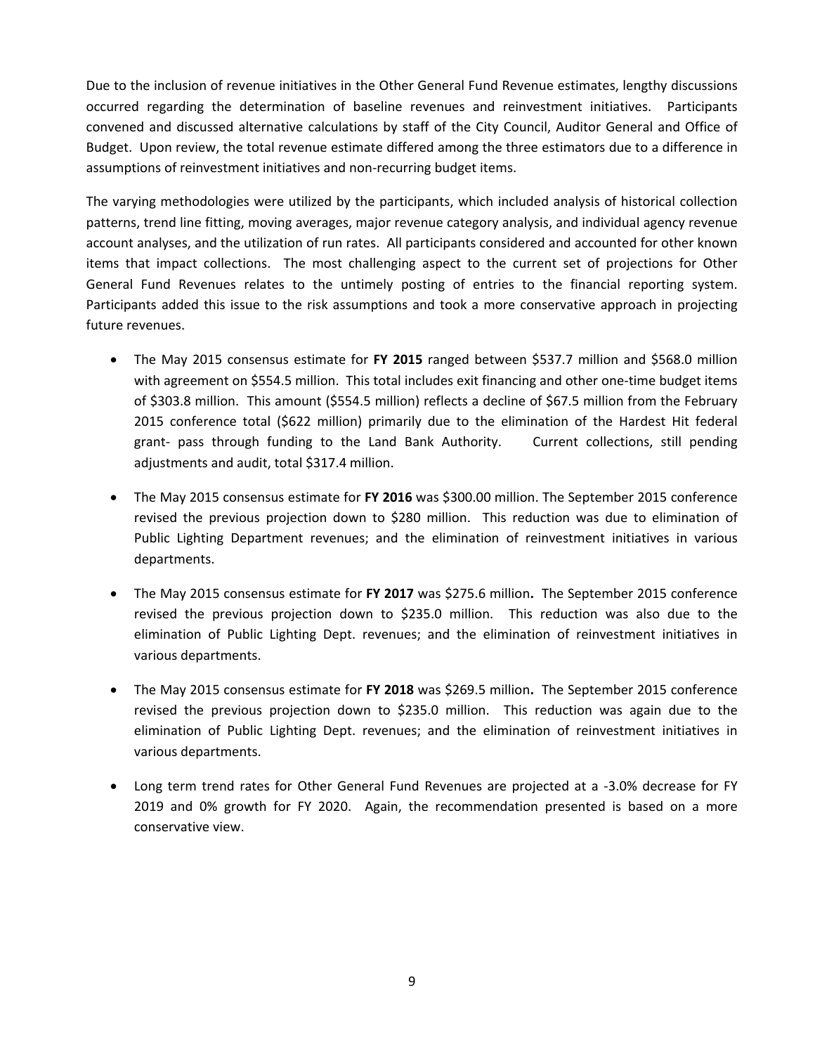Due to the inclusion of revenue initiatives in the Other General Fund Revenue estimates, lengthy discussions occurred regarding the determination of baseline revenues and reinvestment initiatives. Participants convened and discussed alternative calculations by staff of the City Council, Auditor General and Office of Budget. Upon review, the total revenue estimate differed among the three estimators due to a difference in assumptions of reinvestment initiatives and non-recurring budget items.

The varying methodologies were utilized by the participants, which included analysis of historical collection patterns, trend line fitting, moving averages, major revenue category analysis, and individual agency revenue account analyses, and the utilization of run rates. All participants considered and accounted for other known items that impact collections. The most challenging aspect to the current set of projections for Other General Fund Revenues relates to the untimely posting of entries to the financial reporting system. Participants added this issue to the risk assumptions and took a more conservative approach in projecting future revenues.

- The May 2015 consensus estimate for **FY 2015** ranged between $537.7 million and $568.0 million with agreement on $554.5 million. This total includes exit financing and other one-time budget items of $303.8 million. This amount ($554.5 million) reflects a decline of $67.5 million from the February 2015 conference total ($622 million) primarily due to the elimination of the Hardest Hit federal grant- pass through funding to the Land Bank Authority. Current collections, still pending adjustments and audit, total $317.4 million.
- The May 2015 consensus estimate for **FY 2016** was $300.00 million. The September 2015 conference revised the previous projection down to $280 million. This reduction was due to elimination of Public Lighting Department revenues; and the elimination of reinvestment initiatives in various departments.
- The May 2015 consensus estimate for **FY 2017** was $275.6 million**.** The September 2015 conference revised the previous projection down to $235.0 million. This reduction was also due to the elimination of Public Lighting Dept. revenues; and the elimination of reinvestment initiatives in various departments.
- The May 2015 consensus estimate for **FY 2018** was $269.5 million**.** The September 2015 conference revised the previous projection down to $235.0 million. This reduction was again due to the elimination of Public Lighting Dept. revenues; and the elimination of reinvestment initiatives in various departments.
- Long term trend rates for Other General Fund Revenues are projected at a -3.0% decrease for FY 2019 and 0% growth for FY 2020. Again, the recommendation presented is based on a more conservative view.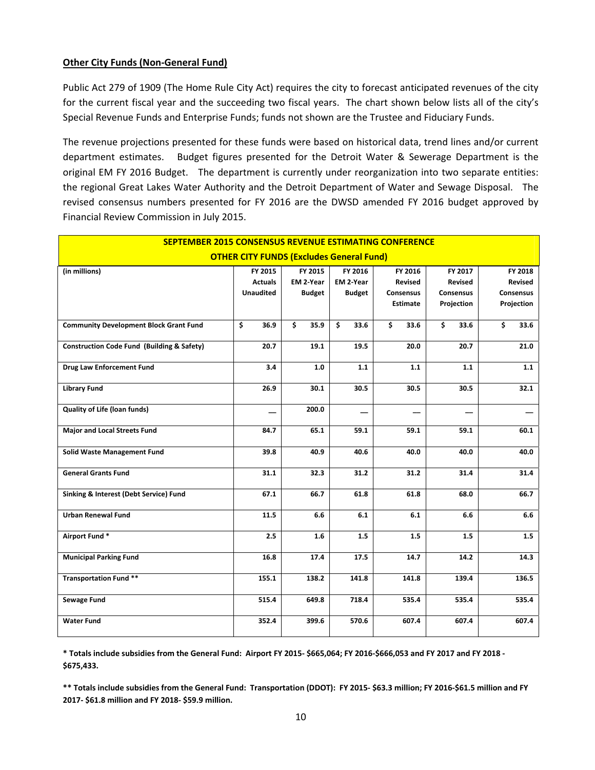**Other City Funds (Non-General Fund)**

Public Act 279 of 1909 (The Home Rule City Act) requires the city to forecast anticipated revenues of the city for the current fiscal year and the succeeding two fiscal years. The chart shown below lists all of the city's Special Revenue Funds and Enterprise Funds; funds not shown are the Trustee and Fiduciary Funds.

The revenue projections presented for these funds were based on historical data, trend lines and/or current department estimates. Budget figures presented for the Detroit Water & Sewerage Department is the original EM FY 2016 Budget. The department is currently under reorganization into two separate entities: the regional Great Lakes Water Authority and the Detroit Department of Water and Sewage Disposal. The revised consensus numbers presented for FY 2016 are the DWSD amended FY 2016 budget approved by Financial Review Commission in July 2015.

| SEPTEMBER 2015 CONSENSUS REVENUE ESTIMATING CONFERENCE | | | | | | |
|---|---|---|---|---|---|---|
| OTHER CITY FUNDS (Excludes General Fund) | | | | | | |
| (in millions) | FY 2015 Actuals Unaudited | FY 2015 EM 2-Year Budget | FY 2016 EM 2-Year Budget | FY 2016 Revised Consensus Estimate | FY 2017 Revised Consensus Projection | FY 2018 Revised Consensus Projection |
| Community Development Block Grant Fund | $ 36.9 | $ 35.9 | $ 33.6 | $ 33.6 | $ 33.6 | $ 33.6 |
| Construction Code Fund (Building & Safety) | 20.7 | 19.1 | 19.5 | 20.0 | 20.7 | 21.0 |
| Drug Law Enforcement Fund | 3.4 | 1.0 | 1.1 | 1.1 | 1.1 | 1.1 |
| Library Fund | 26.9 | 30.1 | 30.5 | 30.5 | 30.5 | 32.1 |
| Quality of Life (loan funds) | — | 200.0 | — | — | — | — |
| Major and Local Streets Fund | 84.7 | 65.1 | 59.1 | 59.1 | 59.1 | 60.1 |
| Solid Waste Management Fund | 39.8 | 40.9 | 40.6 | 40.0 | 40.0 | 40.0 |
| General Grants Fund | 31.1 | 32.3 | 31.2 | 31.2 | 31.4 | 31.4 |
| Sinking & Interest (Debt Service) Fund | 67.1 | 66.7 | 61.8 | 61.8 | 68.0 | 66.7 |
| Urban Renewal Fund | 11.5 | 6.6 | 6.1 | 6.1 | 6.6 | 6.6 |
| Airport Fund * | 2.5 | 1.6 | 1.5 | 1.5 | 1.5 | 1.5 |
| Municipal Parking Fund | 16.8 | 17.4 | 17.5 | 14.7 | 14.2 | 14.3 |
| Transportation Fund ** | 155.1 | 138.2 | 141.8 | 141.8 | 139.4 | 136.5 |
| Sewage Fund | 515.4 | 649.8 | 718.4 | 535.4 | 535.4 | 535.4 |
| Water Fund | 352.4 | 399.6 | 570.6 | 607.4 | 607.4 | 607.4 |

**\* Totals include subsidies from the General Fund: Airport FY 2015- $665,064; FY 2016-$666,053 and FY 2017 and FY 2018 - $675,433.**

**\*\* Totals include subsidies from the General Fund: Transportation (DDOT): FY 2015- $63.3 million; FY 2016-$61.5 million and FY 2017- $61.8 million and FY 2018- $59.9 million.**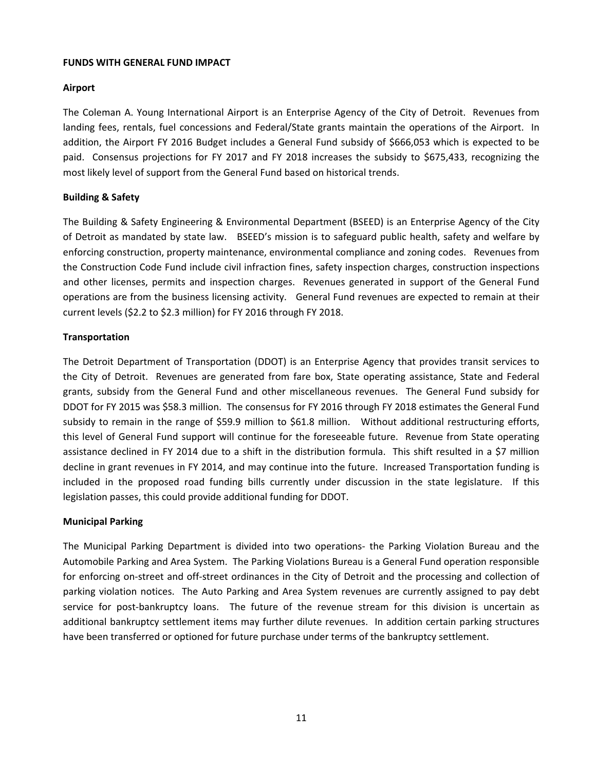**FUNDS WITH GENERAL FUND IMPACT**

**Airport**

The Coleman A. Young International Airport is an Enterprise Agency of the City of Detroit. Revenues from landing fees, rentals, fuel concessions and Federal/State grants maintain the operations of the Airport. In addition, the Airport FY 2016 Budget includes a General Fund subsidy of $666,053 which is expected to be paid. Consensus projections for FY 2017 and FY 2018 increases the subsidy to $675,433, recognizing the most likely level of support from the General Fund based on historical trends.

**Building & Safety**

The Building & Safety Engineering & Environmental Department (BSEED) is an Enterprise Agency of the City of Detroit as mandated by state law. BSEED's mission is to safeguard public health, safety and welfare by enforcing construction, property maintenance, environmental compliance and zoning codes. Revenues from the Construction Code Fund include civil infraction fines, safety inspection charges, construction inspections and other licenses, permits and inspection charges. Revenues generated in support of the General Fund operations are from the business licensing activity. General Fund revenues are expected to remain at their current levels ($2.2 to $2.3 million) for FY 2016 through FY 2018.

**Transportation**

The Detroit Department of Transportation (DDOT) is an Enterprise Agency that provides transit services to the City of Detroit. Revenues are generated from fare box, State operating assistance, State and Federal grants, subsidy from the General Fund and other miscellaneous revenues. The General Fund subsidy for DDOT for FY 2015 was $58.3 million. The consensus for FY 2016 through FY 2018 estimates the General Fund subsidy to remain in the range of $59.9 million to $61.8 million. Without additional restructuring efforts, this level of General Fund support will continue for the foreseeable future. Revenue from State operating assistance declined in FY 2014 due to a shift in the distribution formula. This shift resulted in a $7 million decline in grant revenues in FY 2014, and may continue into the future. Increased Transportation funding is included in the proposed road funding bills currently under discussion in the state legislature. If this legislation passes, this could provide additional funding for DDOT.

**Municipal Parking**

The Municipal Parking Department is divided into two operations- the Parking Violation Bureau and the Automobile Parking and Area System. The Parking Violations Bureau is a General Fund operation responsible for enforcing on-street and off-street ordinances in the City of Detroit and the processing and collection of parking violation notices. The Auto Parking and Area System revenues are currently assigned to pay debt service for post-bankruptcy loans. The future of the revenue stream for this division is uncertain as additional bankruptcy settlement items may further dilute revenues. In addition certain parking structures have been transferred or optioned for future purchase under terms of the bankruptcy settlement.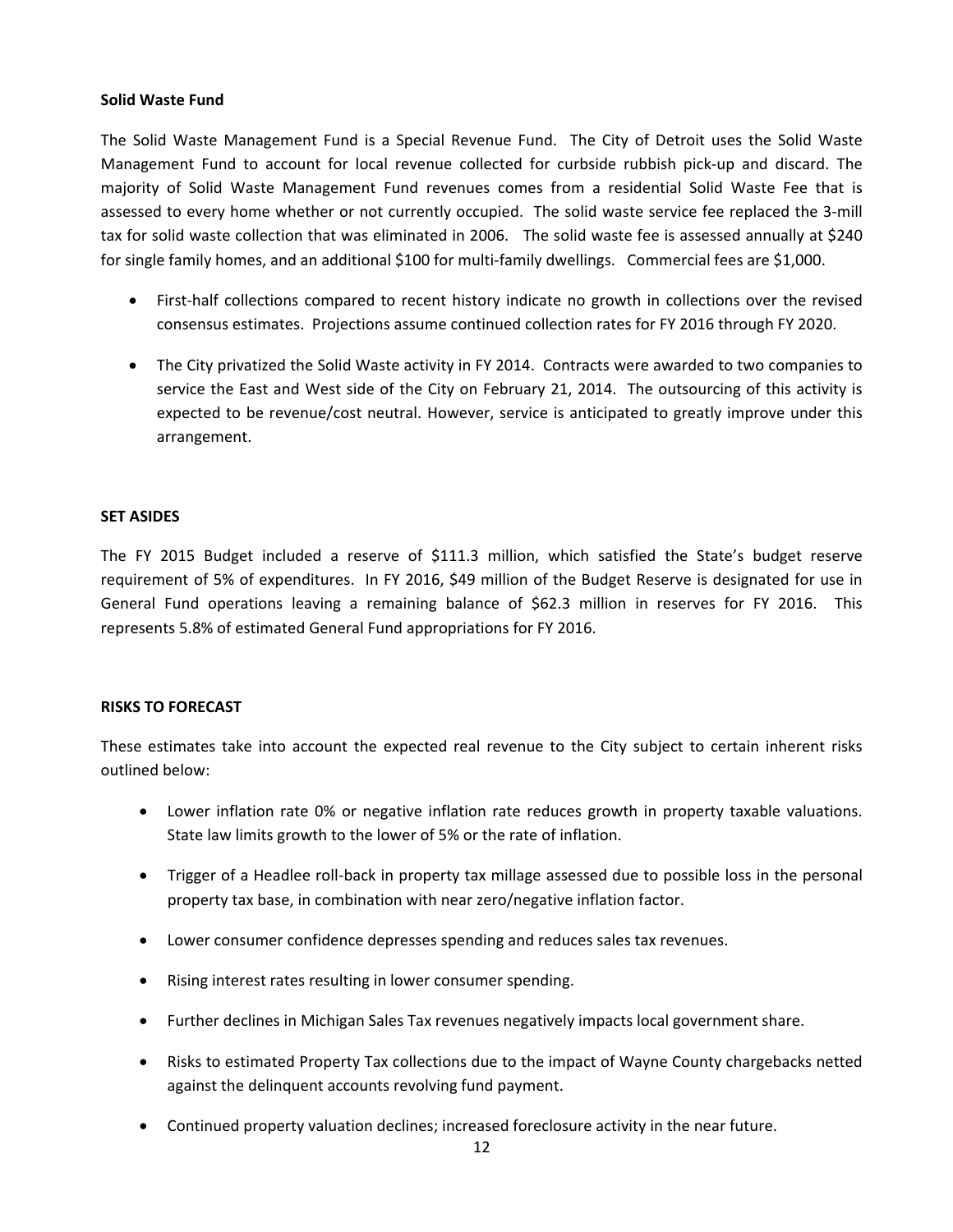**Solid Waste Fund**

The Solid Waste Management Fund is a Special Revenue Fund. The City of Detroit uses the Solid Waste Management Fund to account for local revenue collected for curbside rubbish pick-up and discard. The majority of Solid Waste Management Fund revenues comes from a residential Solid Waste Fee that is assessed to every home whether or not currently occupied. The solid waste service fee replaced the 3-mill tax for solid waste collection that was eliminated in 2006. The solid waste fee is assessed annually at $240 for single family homes, and an additional $100 for multi-family dwellings. Commercial fees are $1,000.

- First-half collections compared to recent history indicate no growth in collections over the revised consensus estimates. Projections assume continued collection rates for FY 2016 through FY 2020.
- The City privatized the Solid Waste activity in FY 2014. Contracts were awarded to two companies to service the East and West side of the City on February 21, 2014. The outsourcing of this activity is expected to be revenue/cost neutral. However, service is anticipated to greatly improve under this arrangement.

**SET ASIDES**

The FY 2015 Budget included a reserve of $111.3 million, which satisfied the State's budget reserve requirement of 5% of expenditures. In FY 2016, $49 million of the Budget Reserve is designated for use in General Fund operations leaving a remaining balance of $62.3 million in reserves for FY 2016. This represents 5.8% of estimated General Fund appropriations for FY 2016.

**RISKS TO FORECAST**

These estimates take into account the expected real revenue to the City subject to certain inherent risks outlined below:

- Lower inflation rate 0% or negative inflation rate reduces growth in property taxable valuations. State law limits growth to the lower of 5% or the rate of inflation.
- Trigger of a Headlee roll-back in property tax millage assessed due to possible loss in the personal property tax base, in combination with near zero/negative inflation factor.
- Lower consumer confidence depresses spending and reduces sales tax revenues.
- Rising interest rates resulting in lower consumer spending.
- Further declines in Michigan Sales Tax revenues negatively impacts local government share.
- Risks to estimated Property Tax collections due to the impact of Wayne County chargebacks netted against the delinquent accounts revolving fund payment.
- Continued property valuation declines; increased foreclosure activity in the near future.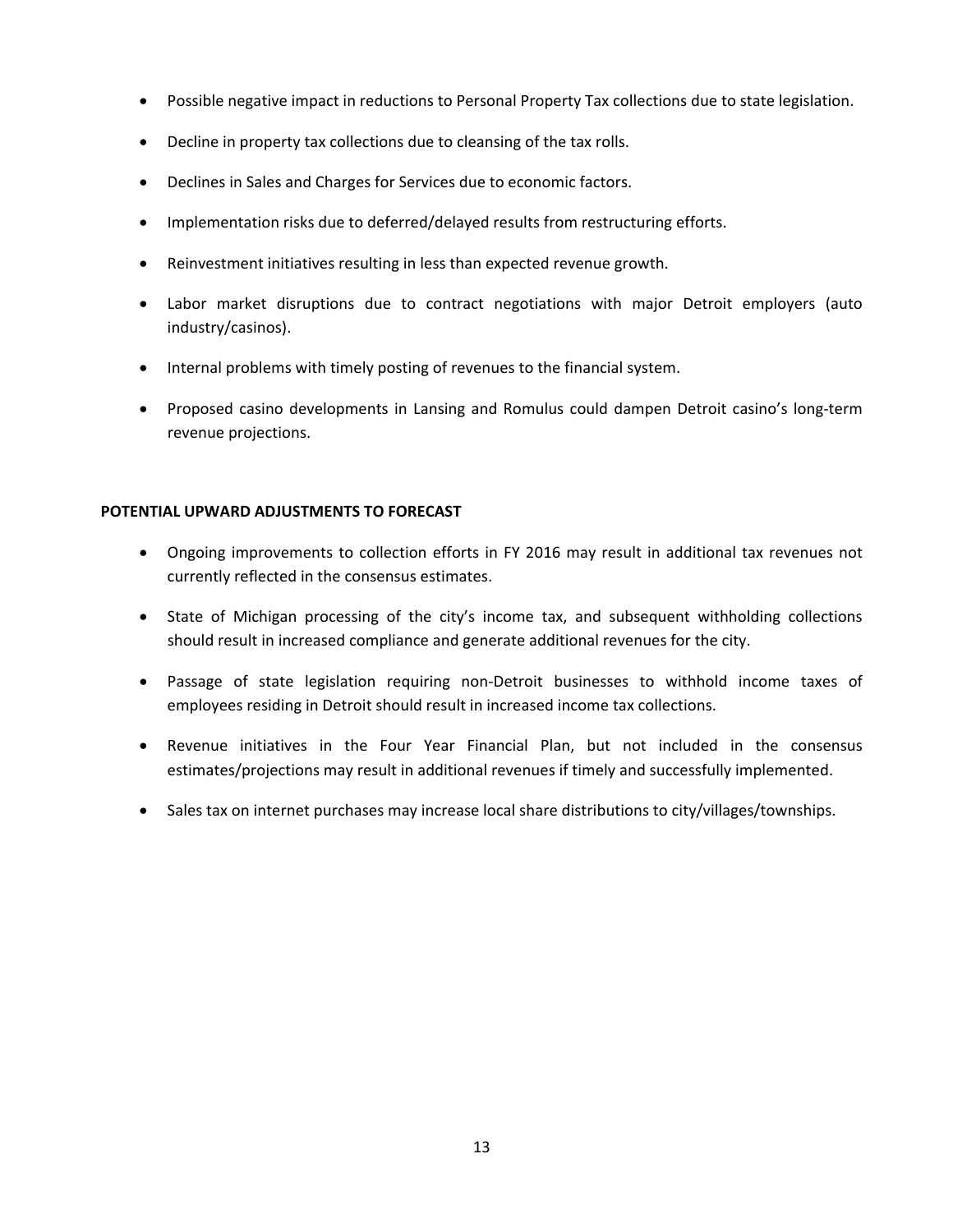- Possible negative impact in reductions to Personal Property Tax collections due to state legislation.
- Decline in property tax collections due to cleansing of the tax rolls.
- Declines in Sales and Charges for Services due to economic factors.
- Implementation risks due to deferred/delayed results from restructuring efforts.
- Reinvestment initiatives resulting in less than expected revenue growth.
- Labor market disruptions due to contract negotiations with major Detroit employers (auto industry/casinos).
- Internal problems with timely posting of revenues to the financial system.
- Proposed casino developments in Lansing and Romulus could dampen Detroit casino's long-term revenue projections.

**POTENTIAL UPWARD ADJUSTMENTS TO FORECAST**

- Ongoing improvements to collection efforts in FY 2016 may result in additional tax revenues not currently reflected in the consensus estimates.
- State of Michigan processing of the city's income tax, and subsequent withholding collections should result in increased compliance and generate additional revenues for the city.
- Passage of state legislation requiring non-Detroit businesses to withhold income taxes of employees residing in Detroit should result in increased income tax collections.
- Revenue initiatives in the Four Year Financial Plan, but not included in the consensus estimates/projections may result in additional revenues if timely and successfully implemented.
- Sales tax on internet purchases may increase local share distributions to city/villages/townships.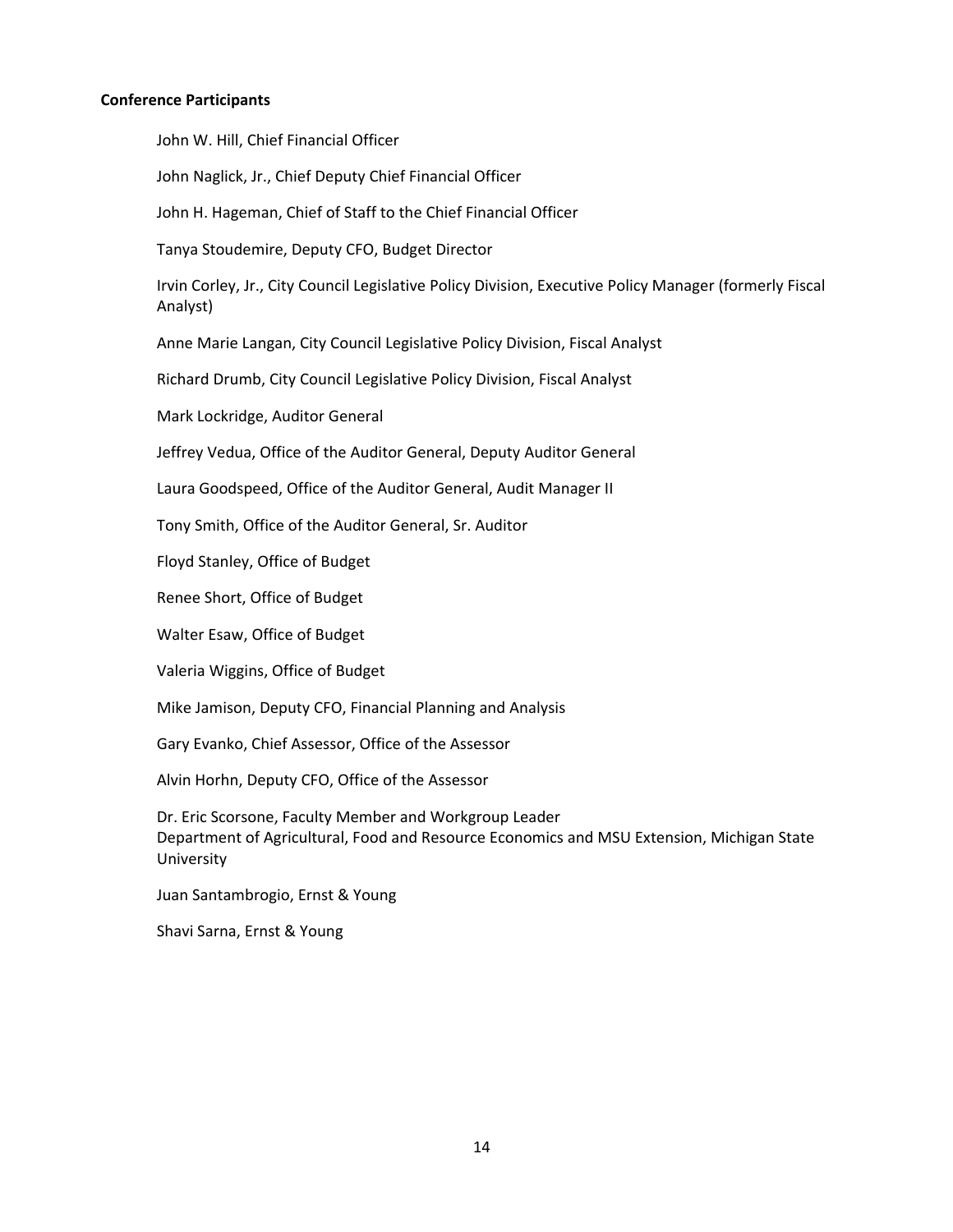**Conference Participants**

John W. Hill, Chief Financial Officer

John Naglick, Jr., Chief Deputy Chief Financial Officer

John H. Hageman, Chief of Staff to the Chief Financial Officer

Tanya Stoudemire, Deputy CFO, Budget Director

Irvin Corley, Jr., City Council Legislative Policy Division, Executive Policy Manager (formerly Fiscal Analyst)

Anne Marie Langan, City Council Legislative Policy Division, Fiscal Analyst

Richard Drumb, City Council Legislative Policy Division, Fiscal Analyst

Mark Lockridge, Auditor General

Jeffrey Vedua, Office of the Auditor General, Deputy Auditor General

Laura Goodspeed, Office of the Auditor General, Audit Manager II

Tony Smith, Office of the Auditor General, Sr. Auditor

Floyd Stanley, Office of Budget

Renee Short, Office of Budget

Walter Esaw, Office of Budget

Valeria Wiggins, Office of Budget

Mike Jamison, Deputy CFO, Financial Planning and Analysis

Gary Evanko, Chief Assessor, Office of the Assessor

Alvin Horhn, Deputy CFO, Office of the Assessor

Dr. Eric Scorsone, Faculty Member and Workgroup Leader
Department of Agricultural, Food and Resource Economics and MSU Extension, Michigan State University

Juan Santambrogio, Ernst & Young

Shavi Sarna, Ernst & Young